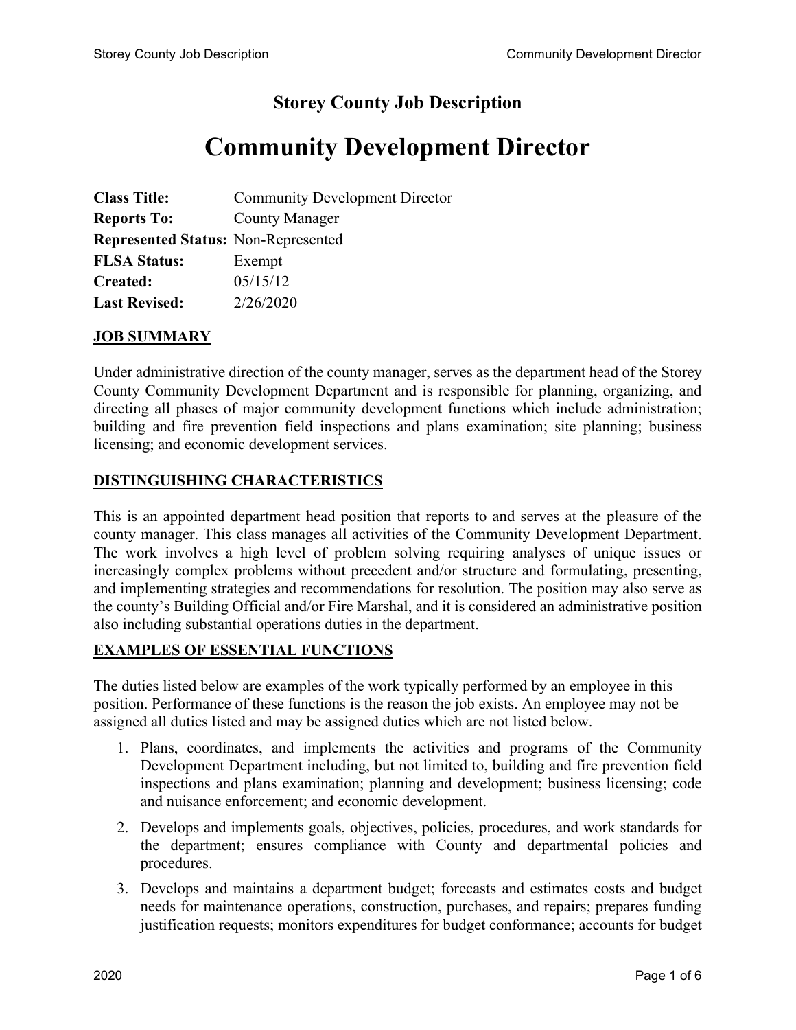# Storey County Job Description

# Community Development Director

**Class Title:** Community Development Director
**Reports To:** County Manager
**Represented Status:** Non-Represented
**FLSA Status:** Exempt
**Created:** 05/15/12
**Last Revised:** 2/26/2020

## JOB SUMMARY

Under administrative direction of the county manager, serves as the department head of the Storey County Community Development Department and is responsible for planning, organizing, and directing all phases of major community development functions which include administration; building and fire prevention field inspections and plans examination; site planning; business licensing; and economic development services.

## DISTINGUISHING CHARACTERISTICS

This is an appointed department head position that reports to and serves at the pleasure of the county manager. This class manages all activities of the Community Development Department. The work involves a high level of problem solving requiring analyses of unique issues or increasingly complex problems without precedent and/or structure and formulating, presenting, and implementing strategies and recommendations for resolution. The position may also serve as the county's Building Official and/or Fire Marshal, and it is considered an administrative position also including substantial operations duties in the department.

## EXAMPLES OF ESSENTIAL FUNCTIONS

The duties listed below are examples of the work typically performed by an employee in this position. Performance of these functions is the reason the job exists. An employee may not be assigned all duties listed and may be assigned duties which are not listed below.

1. Plans, coordinates, and implements the activities and programs of the Community Development Department including, but not limited to, building and fire prevention field inspections and plans examination; planning and development; business licensing; code and nuisance enforcement; and economic development.
2. Develops and implements goals, objectives, policies, procedures, and work standards for the department; ensures compliance with County and departmental policies and procedures.
3. Develops and maintains a department budget; forecasts and estimates costs and budget needs for maintenance operations, construction, purchases, and repairs; prepares funding justification requests; monitors expenditures for budget conformance; accounts for budget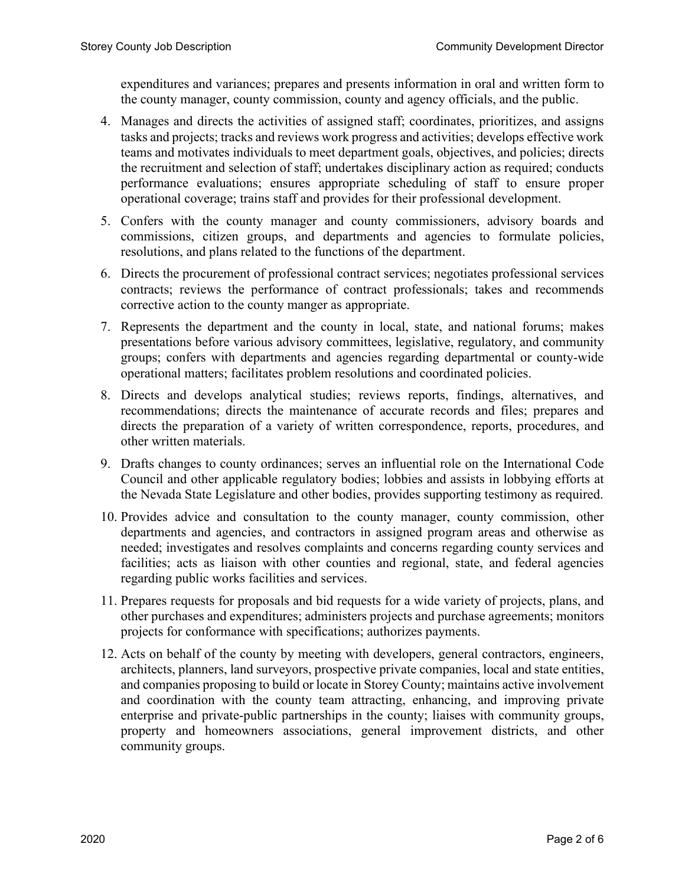expenditures and variances; prepares and presents information in oral and written form to the county manager, county commission, county and agency officials, and the public.

4. Manages and directs the activities of assigned staff; coordinates, prioritizes, and assigns tasks and projects; tracks and reviews work progress and activities; develops effective work teams and motivates individuals to meet department goals, objectives, and policies; directs the recruitment and selection of staff; undertakes disciplinary action as required; conducts performance evaluations; ensures appropriate scheduling of staff to ensure proper operational coverage; trains staff and provides for their professional development.
5. Confers with the county manager and county commissioners, advisory boards and commissions, citizen groups, and departments and agencies to formulate policies, resolutions, and plans related to the functions of the department.
6. Directs the procurement of professional contract services; negotiates professional services contracts; reviews the performance of contract professionals; takes and recommends corrective action to the county manger as appropriate.
7. Represents the department and the county in local, state, and national forums; makes presentations before various advisory committees, legislative, regulatory, and community groups; confers with departments and agencies regarding departmental or county-wide operational matters; facilitates problem resolutions and coordinated policies.
8. Directs and develops analytical studies; reviews reports, findings, alternatives, and recommendations; directs the maintenance of accurate records and files; prepares and directs the preparation of a variety of written correspondence, reports, procedures, and other written materials.
9. Drafts changes to county ordinances; serves an influential role on the International Code Council and other applicable regulatory bodies; lobbies and assists in lobbying efforts at the Nevada State Legislature and other bodies, provides supporting testimony as required.
10. Provides advice and consultation to the county manager, county commission, other departments and agencies, and contractors in assigned program areas and otherwise as needed; investigates and resolves complaints and concerns regarding county services and facilities; acts as liaison with other counties and regional, state, and federal agencies regarding public works facilities and services.
11. Prepares requests for proposals and bid requests for a wide variety of projects, plans, and other purchases and expenditures; administers projects and purchase agreements; monitors projects for conformance with specifications; authorizes payments.
12. Acts on behalf of the county by meeting with developers, general contractors, engineers, architects, planners, land surveyors, prospective private companies, local and state entities, and companies proposing to build or locate in Storey County; maintains active involvement and coordination with the county team attracting, enhancing, and improving private enterprise and private-public partnerships in the county; liaises with community groups, property and homeowners associations, general improvement districts, and other community groups.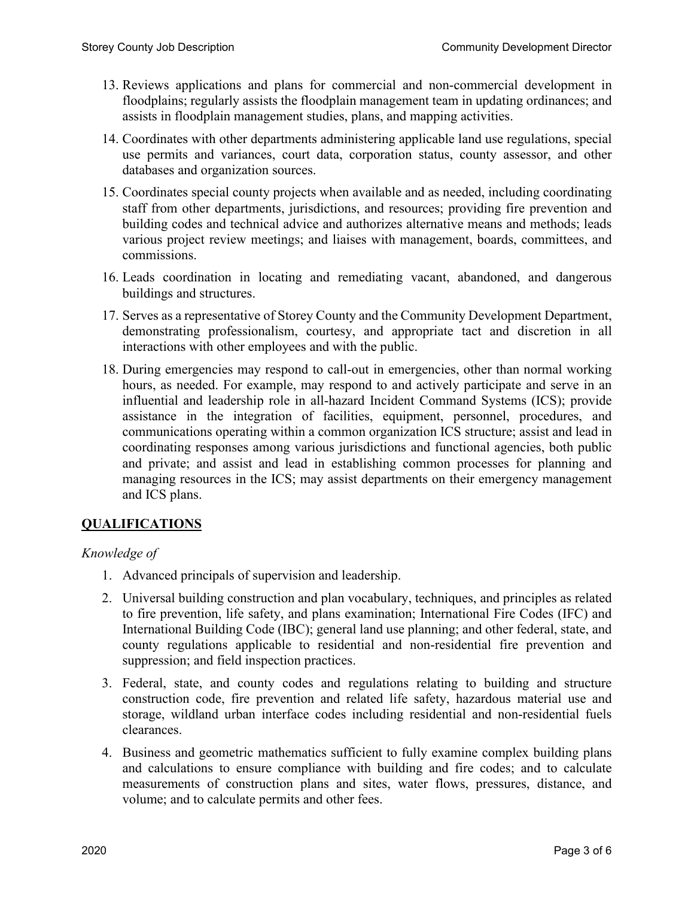13. Reviews applications and plans for commercial and non-commercial development in floodplains; regularly assists the floodplain management team in updating ordinances; and assists in floodplain management studies, plans, and mapping activities.
14. Coordinates with other departments administering applicable land use regulations, special use permits and variances, court data, corporation status, county assessor, and other databases and organization sources.
15. Coordinates special county projects when available and as needed, including coordinating staff from other departments, jurisdictions, and resources; providing fire prevention and building codes and technical advice and authorizes alternative means and methods; leads various project review meetings; and liaises with management, boards, committees, and commissions.
16. Leads coordination in locating and remediating vacant, abandoned, and dangerous buildings and structures.
17. Serves as a representative of Storey County and the Community Development Department, demonstrating professionalism, courtesy, and appropriate tact and discretion in all interactions with other employees and with the public.
18. During emergencies may respond to call-out in emergencies, other than normal working hours, as needed. For example, may respond to and actively participate and serve in an influential and leadership role in all-hazard Incident Command Systems (ICS); provide assistance in the integration of facilities, equipment, personnel, procedures, and communications operating within a common organization ICS structure; assist and lead in coordinating responses among various jurisdictions and functional agencies, both public and private; and assist and lead in establishing common processes for planning and managing resources in the ICS; may assist departments on their emergency management and ICS plans.

## QUALIFICATIONS

*Knowledge of*

1. Advanced principals of supervision and leadership.
2. Universal building construction and plan vocabulary, techniques, and principles as related to fire prevention, life safety, and plans examination; International Fire Codes (IFC) and International Building Code (IBC); general land use planning; and other federal, state, and county regulations applicable to residential and non-residential fire prevention and suppression; and field inspection practices.
3. Federal, state, and county codes and regulations relating to building and structure construction code, fire prevention and related life safety, hazardous material use and storage, wildland urban interface codes including residential and non-residential fuels clearances.
4. Business and geometric mathematics sufficient to fully examine complex building plans and calculations to ensure compliance with building and fire codes; and to calculate measurements of construction plans and sites, water flows, pressures, distance, and volume; and to calculate permits and other fees.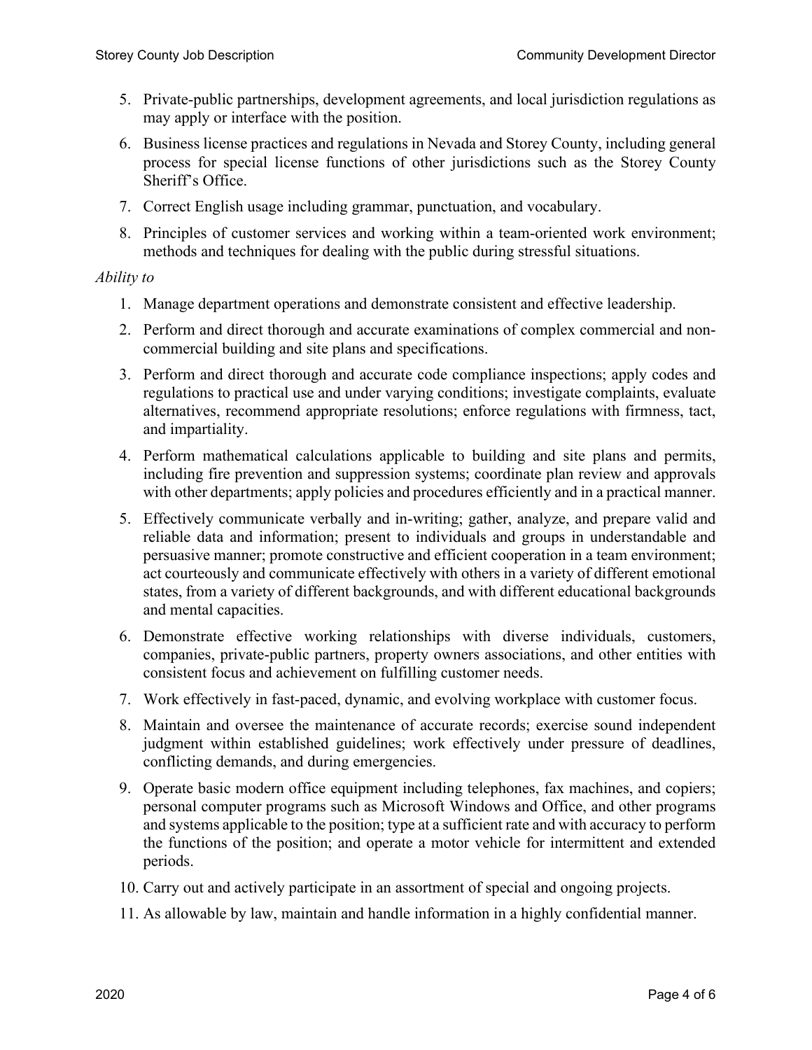5. Private-public partnerships, development agreements, and local jurisdiction regulations as may apply or interface with the position.
6. Business license practices and regulations in Nevada and Storey County, including general process for special license functions of other jurisdictions such as the Storey County Sheriff's Office.
7. Correct English usage including grammar, punctuation, and vocabulary.
8. Principles of customer services and working within a team-oriented work environment; methods and techniques for dealing with the public during stressful situations.

*Ability to*

1. Manage department operations and demonstrate consistent and effective leadership.
2. Perform and direct thorough and accurate examinations of complex commercial and non-commercial building and site plans and specifications.
3. Perform and direct thorough and accurate code compliance inspections; apply codes and regulations to practical use and under varying conditions; investigate complaints, evaluate alternatives, recommend appropriate resolutions; enforce regulations with firmness, tact, and impartiality.
4. Perform mathematical calculations applicable to building and site plans and permits, including fire prevention and suppression systems; coordinate plan review and approvals with other departments; apply policies and procedures efficiently and in a practical manner.
5. Effectively communicate verbally and in-writing; gather, analyze, and prepare valid and reliable data and information; present to individuals and groups in understandable and persuasive manner; promote constructive and efficient cooperation in a team environment; act courteously and communicate effectively with others in a variety of different emotional states, from a variety of different backgrounds, and with different educational backgrounds and mental capacities.
6. Demonstrate effective working relationships with diverse individuals, customers, companies, private-public partners, property owners associations, and other entities with consistent focus and achievement on fulfilling customer needs.
7. Work effectively in fast-paced, dynamic, and evolving workplace with customer focus.
8. Maintain and oversee the maintenance of accurate records; exercise sound independent judgment within established guidelines; work effectively under pressure of deadlines, conflicting demands, and during emergencies.
9. Operate basic modern office equipment including telephones, fax machines, and copiers; personal computer programs such as Microsoft Windows and Office, and other programs and systems applicable to the position; type at a sufficient rate and with accuracy to perform the functions of the position; and operate a motor vehicle for intermittent and extended periods.
10. Carry out and actively participate in an assortment of special and ongoing projects.
11. As allowable by law, maintain and handle information in a highly confidential manner.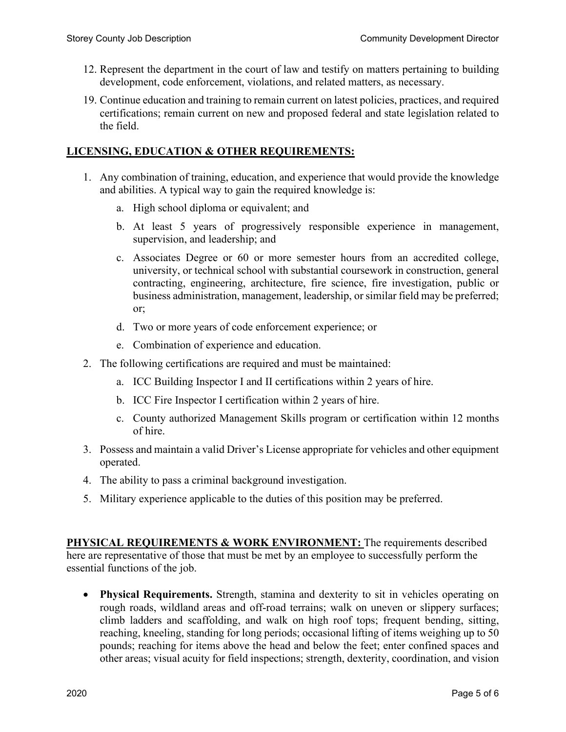12. Represent the department in the court of law and testify on matters pertaining to building development, code enforcement, violations, and related matters, as necessary.

19. Continue education and training to remain current on latest policies, practices, and required certifications; remain current on new and proposed federal and state legislation related to the field.

## **LICENSING, EDUCATION & OTHER REQUIREMENTS:**

1. Any combination of training, education, and experience that would provide the knowledge and abilities. A typical way to gain the required knowledge is:
   a. High school diploma or equivalent; and
   b. At least 5 years of progressively responsible experience in management, supervision, and leadership; and
   c. Associates Degree or 60 or more semester hours from an accredited college, university, or technical school with substantial coursework in construction, general contracting, engineering, architecture, fire science, fire investigation, public or business administration, management, leadership, or similar field may be preferred; or;
   d. Two or more years of code enforcement experience; or
   e. Combination of experience and education.
2. The following certifications are required and must be maintained:
   a. ICC Building Inspector I and II certifications within 2 years of hire.
   b. ICC Fire Inspector I certification within 2 years of hire.
   c. County authorized Management Skills program or certification within 12 months of hire.
3. Possess and maintain a valid Driver's License appropriate for vehicles and other equipment operated.
4. The ability to pass a criminal background investigation.
5. Military experience applicable to the duties of this position may be preferred.

**PHYSICAL REQUIREMENTS & WORK ENVIRONMENT:** The requirements described here are representative of those that must be met by an employee to successfully perform the essential functions of the job.

- **Physical Requirements.** Strength, stamina and dexterity to sit in vehicles operating on rough roads, wildland areas and off-road terrains; walk on uneven or slippery surfaces; climb ladders and scaffolding, and walk on high roof tops; frequent bending, sitting, reaching, kneeling, standing for long periods; occasional lifting of items weighing up to 50 pounds; reaching for items above the head and below the feet; enter confined spaces and other areas; visual acuity for field inspections; strength, dexterity, coordination, and vision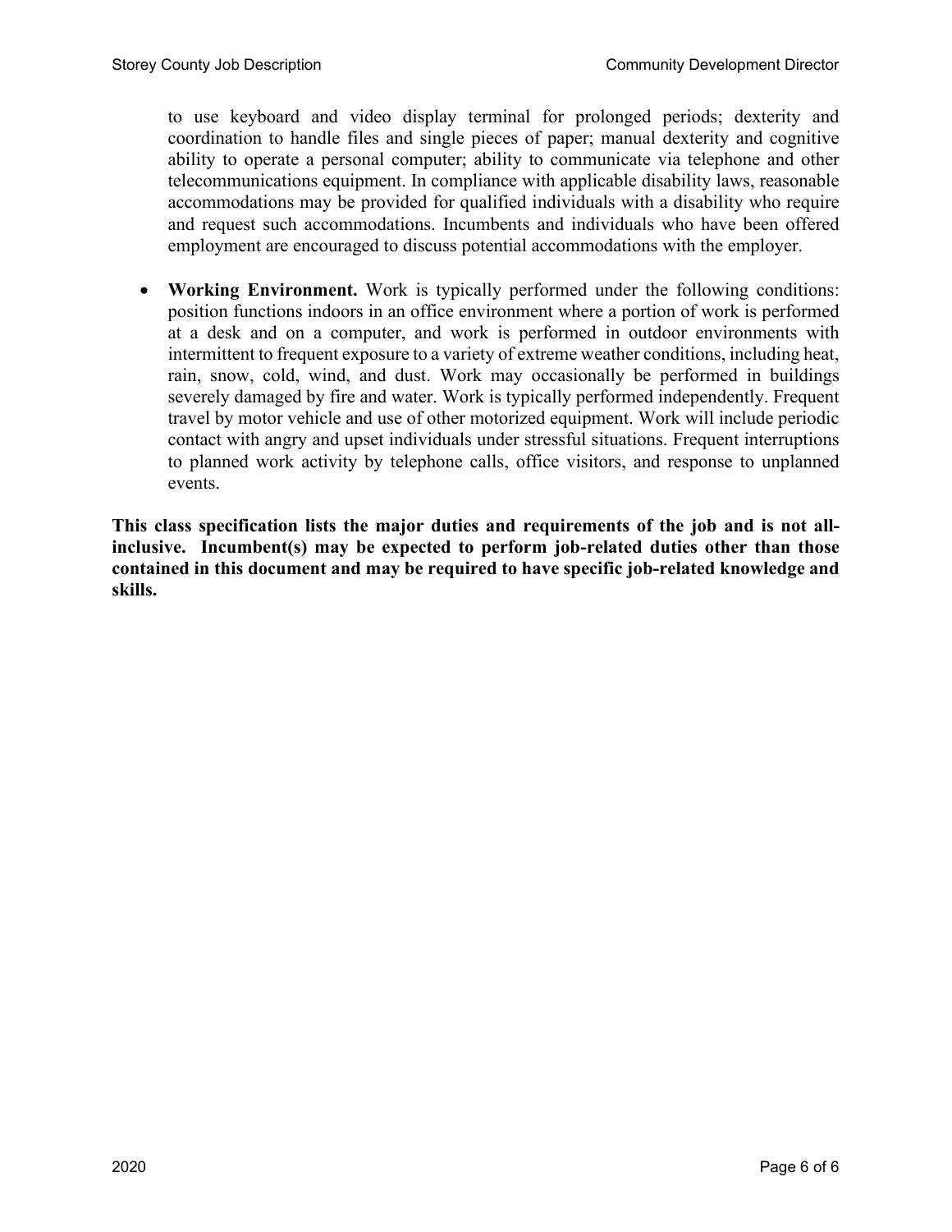to use keyboard and video display terminal for prolonged periods; dexterity and coordination to handle files and single pieces of paper; manual dexterity and cognitive ability to operate a personal computer; ability to communicate via telephone and other telecommunications equipment. In compliance with applicable disability laws, reasonable accommodations may be provided for qualified individuals with a disability who require and request such accommodations. Incumbents and individuals who have been offered employment are encouraged to discuss potential accommodations with the employer.

- **Working Environment.** Work is typically performed under the following conditions: position functions indoors in an office environment where a portion of work is performed at a desk and on a computer, and work is performed in outdoor environments with intermittent to frequent exposure to a variety of extreme weather conditions, including heat, rain, snow, cold, wind, and dust. Work may occasionally be performed in buildings severely damaged by fire and water. Work is typically performed independently. Frequent travel by motor vehicle and use of other motorized equipment. Work will include periodic contact with angry and upset individuals under stressful situations. Frequent interruptions to planned work activity by telephone calls, office visitors, and response to unplanned events.

**This class specification lists the major duties and requirements of the job and is not all-inclusive. Incumbent(s) may be expected to perform job-related duties other than those contained in this document and may be required to have specific job-related knowledge and skills.**